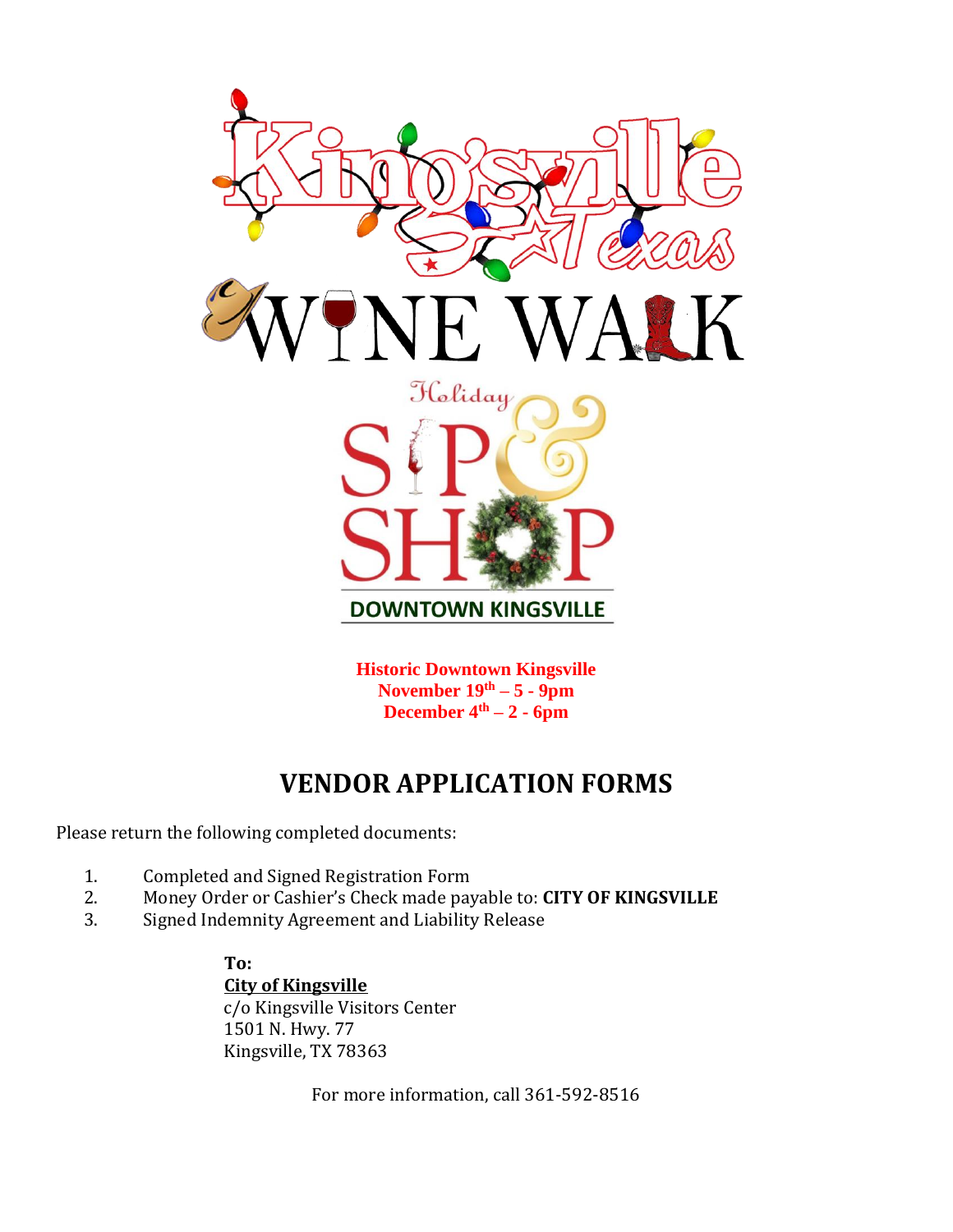# Kingsville Texas

# WINE WALK

# Holiday SIP & SHOP

## DOWNTOWN KINGSVILLE

**Historic Downtown Kingsville**
**November 19th – 5 - 9pm**
**December 4th – 2 - 6pm**

# VENDOR APPLICATION FORMS

Please return the following completed documents:

1. Completed and Signed Registration Form
2. Money Order or Cashier's Check made payable to: **CITY OF KINGSVILLE**
3. Signed Indemnity Agreement and Liability Release

**To:**
**City of Kingsville**
c/o Kingsville Visitors Center
1501 N. Hwy. 77
Kingsville, TX 78363

For more information, call 361-592-8516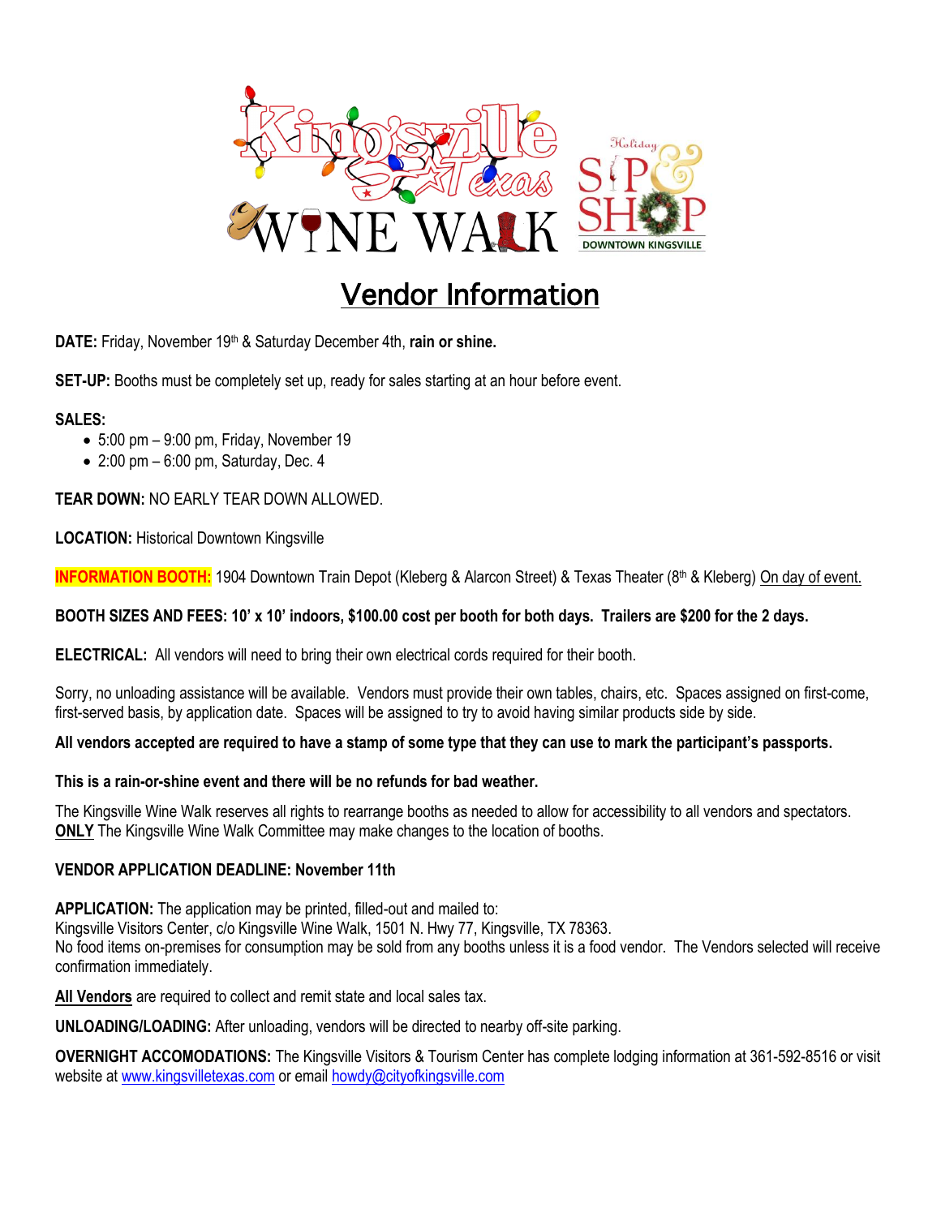# Vendor Information

**DATE:** Friday, November 19th & Saturday December 4th, **rain or shine.**

**SET-UP:** Booths must be completely set up, ready for sales starting at an hour before event.

**SALES:**

- 5:00 pm – 9:00 pm, Friday, November 19
- 2:00 pm – 6:00 pm, Saturday, Dec. 4

**TEAR DOWN:** NO EARLY TEAR DOWN ALLOWED.

**LOCATION:** Historical Downtown Kingsville

**INFORMATION BOOTH:** 1904 Downtown Train Depot (Kleberg & Alarcon Street) & Texas Theater (8th & Kleberg) On day of event.

**BOOTH SIZES AND FEES: 10' x 10' indoors, $100.00 cost per booth for both days. Trailers are $200 for the 2 days.**

**ELECTRICAL:** All vendors will need to bring their own electrical cords required for their booth.

Sorry, no unloading assistance will be available. Vendors must provide their own tables, chairs, etc. Spaces assigned on first-come, first-served basis, by application date. Spaces will be assigned to try to avoid having similar products side by side.

**All vendors accepted are required to have a stamp of some type that they can use to mark the participant's passports.**

**This is a rain-or-shine event and there will be no refunds for bad weather.**

The Kingsville Wine Walk reserves all rights to rearrange booths as needed to allow for accessibility to all vendors and spectators. **ONLY** The Kingsville Wine Walk Committee may make changes to the location of booths.

**VENDOR APPLICATION DEADLINE: November 11th**

**APPLICATION:** The application may be printed, filled-out and mailed to:
Kingsville Visitors Center, c/o Kingsville Wine Walk, 1501 N. Hwy 77, Kingsville, TX 78363.
No food items on-premises for consumption may be sold from any booths unless it is a food vendor. The Vendors selected will receive confirmation immediately.

**All Vendors** are required to collect and remit state and local sales tax.

**UNLOADING/LOADING:** After unloading, vendors will be directed to nearby off-site parking.

**OVERNIGHT ACCOMODATIONS:** The Kingsville Visitors & Tourism Center has complete lodging information at 361-592-8516 or visit website at www.kingsvilletexas.com or email howdy@cityofkingsville.com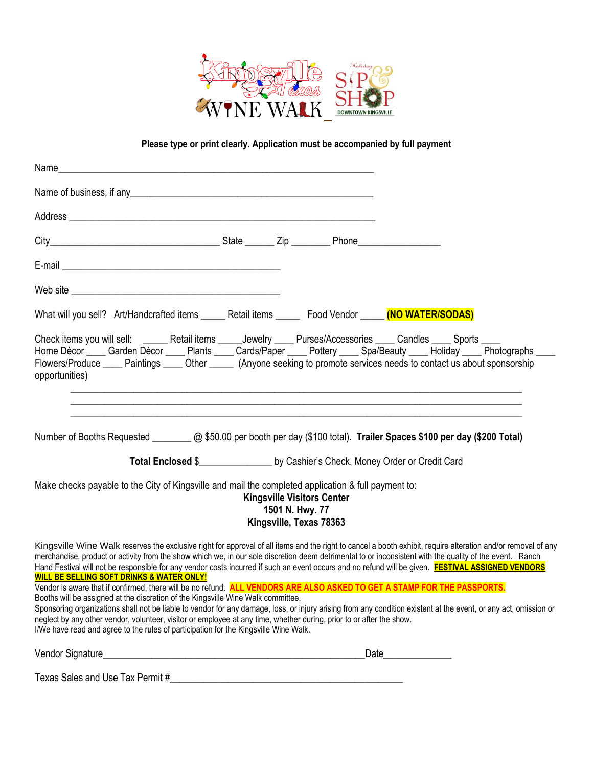Kingsville Texas WINE WALK — Holiday SIP & SHOP DOWNTOWN KINGSVILLE

**Please type or print clearly. Application must be accompanied by full payment**

Name_____________________________________________________________

Name of business, if any__________________________________________________

Address ___________________________________________________________

City___________________________________ State ______ Zip ________ Phone_________________

E-mail ______________________________________________

Web site ____________________________________________

What will you sell? Art/Handcrafted items _____ Retail items _____ Food Vendor _____ **(NO WATER/SODAS)**

Check items you will sell: _____ Retail items _____Jewelry ____ Purses/Accessories ____ Candles ____ Sports ____ Home Décor ____ Garden Décor ____ Plants ____ Cards/Paper ____ Pottery ____ Spa/Beauty ____ Holiday ____ Photographs ____ Flowers/Produce ____ Paintings ____ Other _____ (Anyone seeking to promote services needs to contact us about sponsorship opportunities)

_____________________________________________________________________________________
_____________________________________________________________________________________
_____________________________________________________________________________________

Number of Booths Requested ________ @ $50.00 per booth per day ($100 total). **Trailer Spaces $100 per day ($200 Total)**

**Total Enclosed** $_______________ by Cashier's Check, Money Order or Credit Card

Make checks payable to the City of Kingsville and mail the completed application & full payment to:

**Kingsville Visitors Center**
**1501 N. Hwy. 77**
**Kingsville, Texas 78363**

Kingsville Wine Walk reserves the exclusive right for approval of all items and the right to cancel a booth exhibit, require alteration and/or removal of any merchandise, product or activity from the show which we, in our sole discretion deem detrimental to or inconsistent with the quality of the event. Ranch Hand Festival will not be responsible for any vendor costs incurred if such an event occurs and no refund will be given. **FESTIVAL ASSIGNED VENDORS WILL BE SELLING SOFT DRINKS & WATER ONLY!**
Vendor is aware that if confirmed, there will be no refund. **ALL VENDORS ARE ALSO ASKED TO GET A STAMP FOR THE PASSPORTS.**
Booths will be assigned at the discretion of the Kingsville Wine Walk committee.
Sponsoring organizations shall not be liable to vendor for any damage, loss, or injury arising from any condition existent at the event, or any act, omission or neglect by any other vendor, volunteer, visitor or employee at any time, whether during, prior to or after the show.
I/We have read and agree to the rules of participation for the Kingsville Wine Walk.

Vendor Signature_____________________________________________________Date______________

Texas Sales and Use Tax Permit #________________________________________________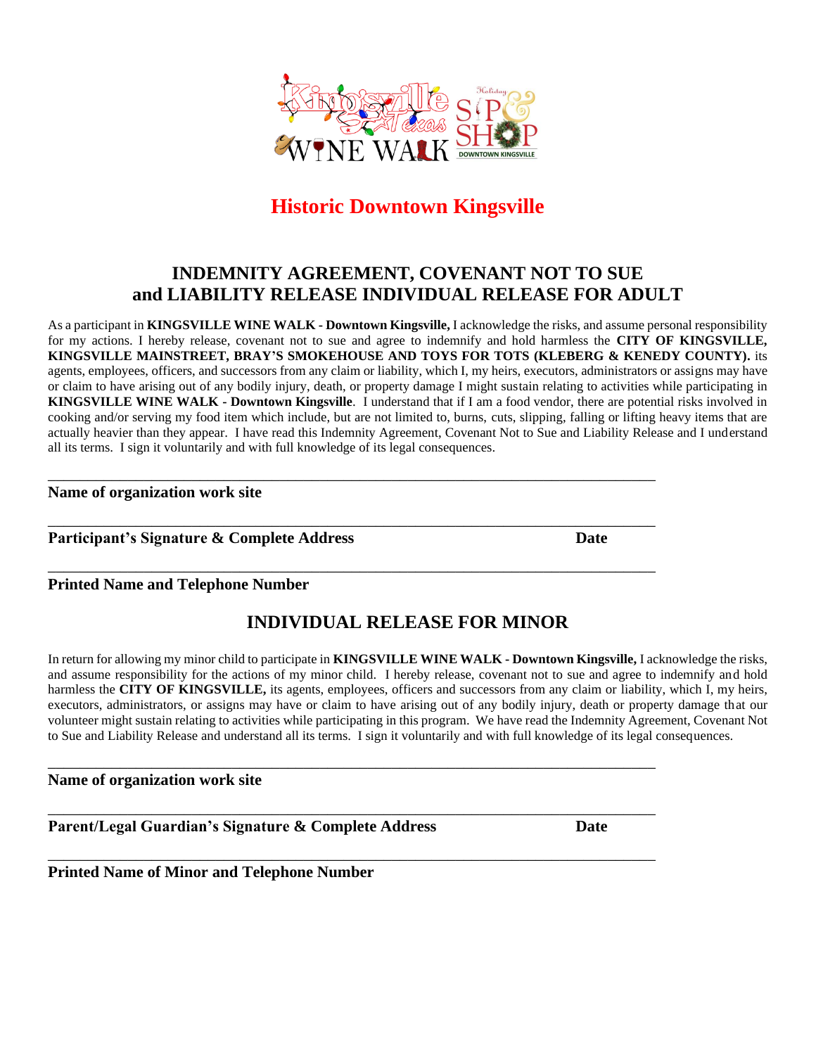# Historic Downtown Kingsville

## INDEMNITY AGREEMENT, COVENANT NOT TO SUE and LIABILITY RELEASE INDIVIDUAL RELEASE FOR ADULT

As a participant in **KINGSVILLE WINE WALK - Downtown Kingsville,** I acknowledge the risks, and assume personal responsibility for my actions. I hereby release, covenant not to sue and agree to indemnify and hold harmless the **CITY OF KINGSVILLE, KINGSVILLE MAINSTREET, BRAY'S SMOKEHOUSE AND TOYS FOR TOTS (KLEBERG & KENEDY COUNTY).** its agents, employees, officers, and successors from any claim or liability, which I, my heirs, executors, administrators or assigns may have or claim to have arising out of any bodily injury, death, or property damage I might sustain relating to activities while participating in **KINGSVILLE WINE WALK - Downtown Kingsville**. I understand that if I am a food vendor, there are potential risks involved in cooking and/or serving my food item which include, but are not limited to, burns, cuts, slipping, falling or lifting heavy items that are actually heavier than they appear. I have read this Indemnity Agreement, Covenant Not to Sue and Liability Release and I understand all its terms. I sign it voluntarily and with full knowledge of its legal consequences.

\_\_\_\_\_\_\_\_\_\_\_\_\_\_\_\_\_\_\_\_\_\_\_\_\_\_\_\_\_\_\_\_\_\_\_\_\_\_\_\_\_\_\_\_\_\_\_\_\_\_\_\_\_\_\_\_\_\_\_\_\_\_\_\_\_\_\_\_\_\_

**Name of organization work site**

\_\_\_\_\_\_\_\_\_\_\_\_\_\_\_\_\_\_\_\_\_\_\_\_\_\_\_\_\_\_\_\_\_\_\_\_\_\_\_\_\_\_\_\_\_\_\_\_\_\_\_\_\_\_\_\_\_\_\_\_\_\_\_\_\_\_\_\_\_\_

**Participant's Signature & Complete Address** **Date**

\_\_\_\_\_\_\_\_\_\_\_\_\_\_\_\_\_\_\_\_\_\_\_\_\_\_\_\_\_\_\_\_\_\_\_\_\_\_\_\_\_\_\_\_\_\_\_\_\_\_\_\_\_\_\_\_\_\_\_\_\_\_\_\_\_\_\_\_\_\_

**Printed Name and Telephone Number**

## INDIVIDUAL RELEASE FOR MINOR

In return for allowing my minor child to participate in **KINGSVILLE WINE WALK - Downtown Kingsville,** I acknowledge the risks, and assume responsibility for the actions of my minor child. I hereby release, covenant not to sue and agree to indemnify and hold harmless the **CITY OF KINGSVILLE,** its agents, employees, officers and successors from any claim or liability, which I, my heirs, executors, administrators, or assigns may have or claim to have arising out of any bodily injury, death or property damage that our volunteer might sustain relating to activities while participating in this program. We have read the Indemnity Agreement, Covenant Not to Sue and Liability Release and understand all its terms. I sign it voluntarily and with full knowledge of its legal consequences.

\_\_\_\_\_\_\_\_\_\_\_\_\_\_\_\_\_\_\_\_\_\_\_\_\_\_\_\_\_\_\_\_\_\_\_\_\_\_\_\_\_\_\_\_\_\_\_\_\_\_\_\_\_\_\_\_\_\_\_\_\_\_\_\_\_\_\_\_\_\_

**Name of organization work site**

\_\_\_\_\_\_\_\_\_\_\_\_\_\_\_\_\_\_\_\_\_\_\_\_\_\_\_\_\_\_\_\_\_\_\_\_\_\_\_\_\_\_\_\_\_\_\_\_\_\_\_\_\_\_\_\_\_\_\_\_\_\_\_\_\_\_\_\_\_\_

**Parent/Legal Guardian's Signature & Complete Address** **Date**

\_\_\_\_\_\_\_\_\_\_\_\_\_\_\_\_\_\_\_\_\_\_\_\_\_\_\_\_\_\_\_\_\_\_\_\_\_\_\_\_\_\_\_\_\_\_\_\_\_\_\_\_\_\_\_\_\_\_\_\_\_\_\_\_\_\_\_\_\_\_

**Printed Name of Minor and Telephone Number**